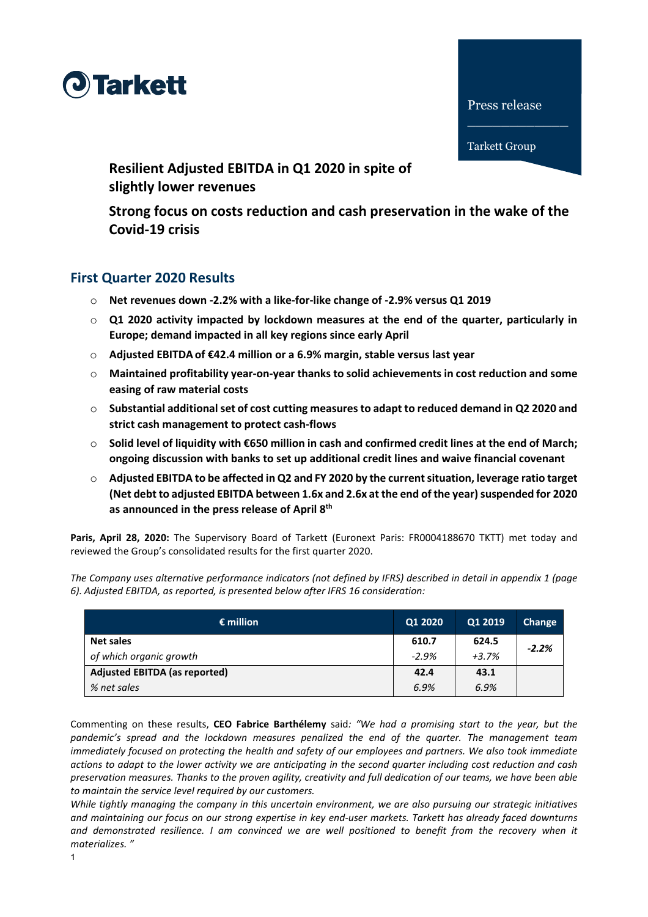Tarkett

Press release

Tarkett Group

# Resilient Adjusted EBITDA in Q1 2020 in spite of slightly lower revenues

# Strong focus on costs reduction and cash preservation in the wake of the Covid-19 crisis

## First Quarter 2020 Results

- **Net revenues down -2.2% with a like-for-like change of -2.9% versus Q1 2019**
- **Q1 2020 activity impacted by lockdown measures at the end of the quarter, particularly in Europe; demand impacted in all key regions since early April**
- **Adjusted EBITDA of €42.4 million or a 6.9% margin, stable versus last year**
- **Maintained profitability year-on-year thanks to solid achievements in cost reduction and some easing of raw material costs**
- **Substantial additional set of cost cutting measures to adapt to reduced demand in Q2 2020 and strict cash management to protect cash-flows**
- **Solid level of liquidity with €650 million in cash and confirmed credit lines at the end of March; ongoing discussion with banks to set up additional credit lines and waive financial covenant**
- **Adjusted EBITDA to be affected in Q2 and FY 2020 by the current situation, leverage ratio target (Net debt to adjusted EBITDA between 1.6x and 2.6x at the end of the year) suspended for 2020 as announced in the press release of April 8th**

**Paris, April 28, 2020:** The Supervisory Board of Tarkett (Euronext Paris: FR0004188670 TKTT) met today and reviewed the Group's consolidated results for the first quarter 2020.

*The Company uses alternative performance indicators (not defined by IFRS) described in detail in appendix 1 (page 6). Adjusted EBITDA, as reported, is presented below after IFRS 16 consideration:*

| € million | Q1 2020 | Q1 2019 | Change |
|---|---|---|---|
| **Net sales** | **610.7** | **624.5** | *-2.2%* |
| *of which organic growth* | *-2.9%* | *+3.7%* | |
| **Adjusted EBITDA (as reported)** | **42.4** | **43.1** | |
| *% net sales* | *6.9%* | *6.9%* | |

Commenting on these results, **CEO Fabrice Barthélemy** said*: "We had a promising start to the year, but the pandemic's spread and the lockdown measures penalized the end of the quarter. The management team immediately focused on protecting the health and safety of our employees and partners. We also took immediate actions to adapt to the lower activity we are anticipating in the second quarter including cost reduction and cash preservation measures. Thanks to the proven agility, creativity and full dedication of our teams, we have been able to maintain the service level required by our customers.*

*While tightly managing the company in this uncertain environment, we are also pursuing our strategic initiatives and maintaining our focus on our strong expertise in key end-user markets. Tarkett has already faced downturns and demonstrated resilience. I am convinced we are well positioned to benefit from the recovery when it materializes. "*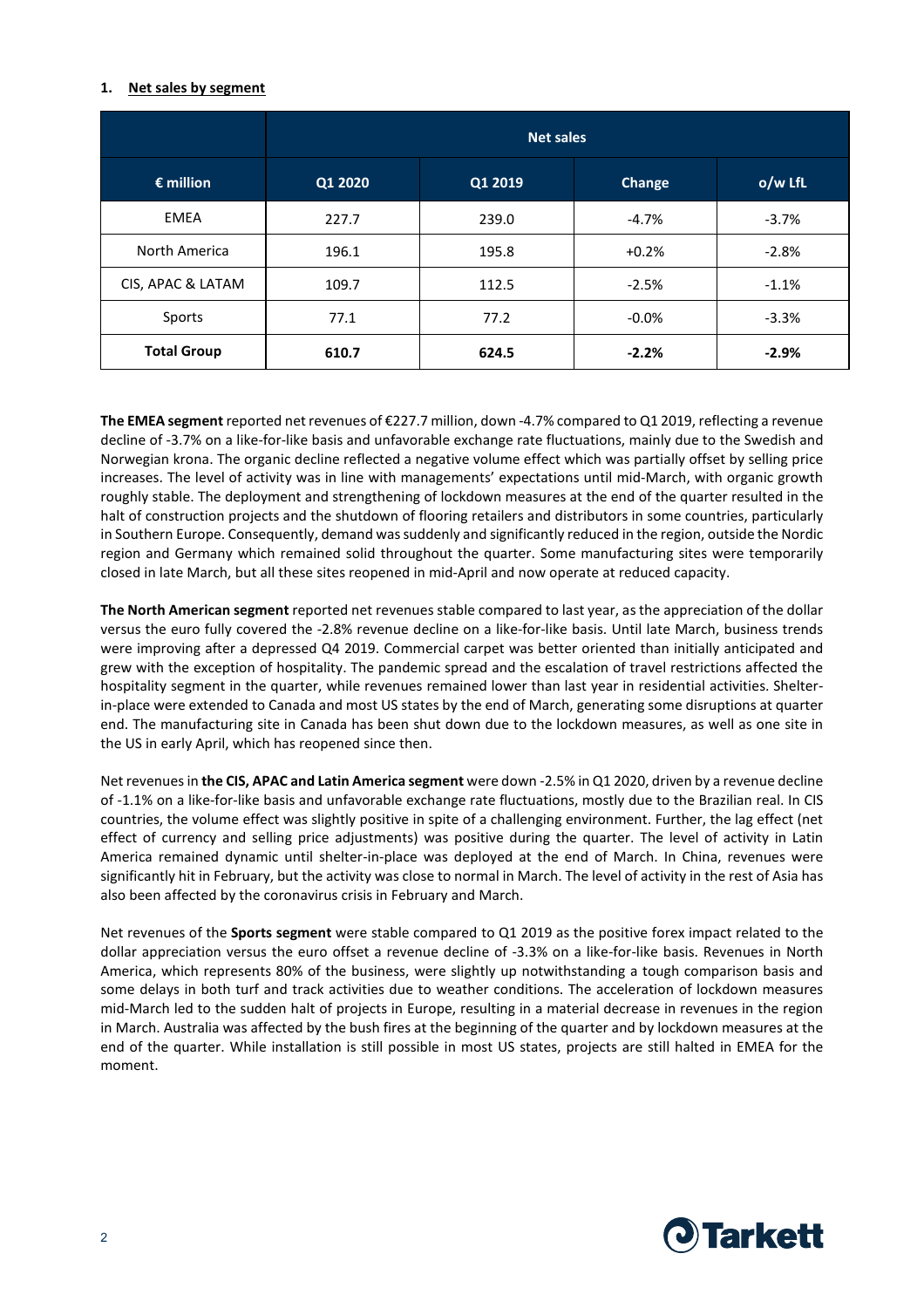## 1. Net sales by segment

| € million | Net sales | | | |
|---|---|---|---|---|
| | Q1 2020 | Q1 2019 | Change | o/w LfL |
| EMEA | 227.7 | 239.0 | -4.7% | -3.7% |
| North America | 196.1 | 195.8 | +0.2% | -2.8% |
| CIS, APAC & LATAM | 109.7 | 112.5 | -2.5% | -1.1% |
| Sports | 77.1 | 77.2 | -0.0% | -3.3% |
| **Total Group** | **610.7** | **624.5** | **-2.2%** | **-2.9%** |

**The EMEA segment** reported net revenues of €227.7 million, down -4.7% compared to Q1 2019, reflecting a revenue decline of -3.7% on a like-for-like basis and unfavorable exchange rate fluctuations, mainly due to the Swedish and Norwegian krona. The organic decline reflected a negative volume effect which was partially offset by selling price increases. The level of activity was in line with managements' expectations until mid-March, with organic growth roughly stable. The deployment and strengthening of lockdown measures at the end of the quarter resulted in the halt of construction projects and the shutdown of flooring retailers and distributors in some countries, particularly in Southern Europe. Consequently, demand was suddenly and significantly reduced in the region, outside the Nordic region and Germany which remained solid throughout the quarter. Some manufacturing sites were temporarily closed in late March, but all these sites reopened in mid-April and now operate at reduced capacity.

**The North American segment** reported net revenues stable compared to last year, as the appreciation of the dollar versus the euro fully covered the -2.8% revenue decline on a like-for-like basis. Until late March, business trends were improving after a depressed Q4 2019. Commercial carpet was better oriented than initially anticipated and grew with the exception of hospitality. The pandemic spread and the escalation of travel restrictions affected the hospitality segment in the quarter, while revenues remained lower than last year in residential activities. Shelter-in-place were extended to Canada and most US states by the end of March, generating some disruptions at quarter end. The manufacturing site in Canada has been shut down due to the lockdown measures, as well as one site in the US in early April, which has reopened since then.

Net revenues in **the CIS, APAC and Latin America segment** were down -2.5% in Q1 2020, driven by a revenue decline of -1.1% on a like-for-like basis and unfavorable exchange rate fluctuations, mostly due to the Brazilian real. In CIS countries, the volume effect was slightly positive in spite of a challenging environment. Further, the lag effect (net effect of currency and selling price adjustments) was positive during the quarter. The level of activity in Latin America remained dynamic until shelter-in-place was deployed at the end of March. In China, revenues were significantly hit in February, but the activity was close to normal in March. The level of activity in the rest of Asia has also been affected by the coronavirus crisis in February and March.

Net revenues of the **Sports segment** were stable compared to Q1 2019 as the positive forex impact related to the dollar appreciation versus the euro offset a revenue decline of -3.3% on a like-for-like basis. Revenues in North America, which represents 80% of the business, were slightly up notwithstanding a tough comparison basis and some delays in both turf and track activities due to weather conditions. The acceleration of lockdown measures mid-March led to the sudden halt of projects in Europe, resulting in a material decrease in revenues in the region in March. Australia was affected by the bush fires at the beginning of the quarter and by lockdown measures at the end of the quarter. While installation is still possible in most US states, projects are still halted in EMEA for the moment.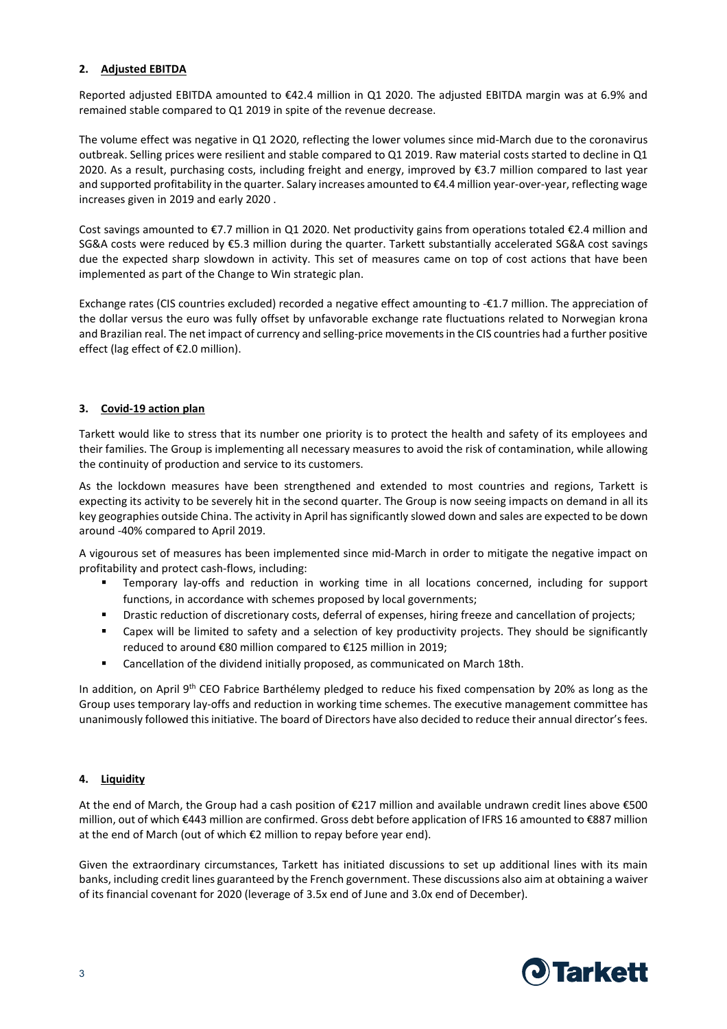## 2. Adjusted EBITDA

Reported adjusted EBITDA amounted to €42.4 million in Q1 2020. The adjusted EBITDA margin was at 6.9% and remained stable compared to Q1 2019 in spite of the revenue decrease.

The volume effect was negative in Q1 2O20, reflecting the lower volumes since mid-March due to the coronavirus outbreak. Selling prices were resilient and stable compared to Q1 2019. Raw material costs started to decline in Q1 2020. As a result, purchasing costs, including freight and energy, improved by €3.7 million compared to last year and supported profitability in the quarter. Salary increases amounted to €4.4 million year-over-year, reflecting wage increases given in 2019 and early 2020 .

Cost savings amounted to €7.7 million in Q1 2020. Net productivity gains from operations totaled €2.4 million and SG&A costs were reduced by €5.3 million during the quarter. Tarkett substantially accelerated SG&A cost savings due the expected sharp slowdown in activity. This set of measures came on top of cost actions that have been implemented as part of the Change to Win strategic plan.

Exchange rates (CIS countries excluded) recorded a negative effect amounting to -€1.7 million. The appreciation of the dollar versus the euro was fully offset by unfavorable exchange rate fluctuations related to Norwegian krona and Brazilian real. The net impact of currency and selling-price movements in the CIS countries had a further positive effect (lag effect of €2.0 million).

## 3. Covid-19 action plan

Tarkett would like to stress that its number one priority is to protect the health and safety of its employees and their families. The Group is implementing all necessary measures to avoid the risk of contamination, while allowing the continuity of production and service to its customers.

As the lockdown measures have been strengthened and extended to most countries and regions, Tarkett is expecting its activity to be severely hit in the second quarter. The Group is now seeing impacts on demand in all its key geographies outside China. The activity in April has significantly slowed down and sales are expected to be down around -40% compared to April 2019.

A vigourous set of measures has been implemented since mid-March in order to mitigate the negative impact on profitability and protect cash-flows, including:

- Temporary lay-offs and reduction in working time in all locations concerned, including for support functions, in accordance with schemes proposed by local governments;
- Drastic reduction of discretionary costs, deferral of expenses, hiring freeze and cancellation of projects;
- Capex will be limited to safety and a selection of key productivity projects. They should be significantly reduced to around €80 million compared to €125 million in 2019;
- Cancellation of the dividend initially proposed, as communicated on March 18th.

In addition, on April 9th CEO Fabrice Barthélemy pledged to reduce his fixed compensation by 20% as long as the Group uses temporary lay-offs and reduction in working time schemes. The executive management committee has unanimously followed this initiative. The board of Directors have also decided to reduce their annual director's fees.

## 4. Liquidity

At the end of March, the Group had a cash position of €217 million and available undrawn credit lines above €500 million, out of which €443 million are confirmed. Gross debt before application of IFRS 16 amounted to €887 million at the end of March (out of which €2 million to repay before year end).

Given the extraordinary circumstances, Tarkett has initiated discussions to set up additional lines with its main banks, including credit lines guaranteed by the French government. These discussions also aim at obtaining a waiver of its financial covenant for 2020 (leverage of 3.5x end of June and 3.0x end of December).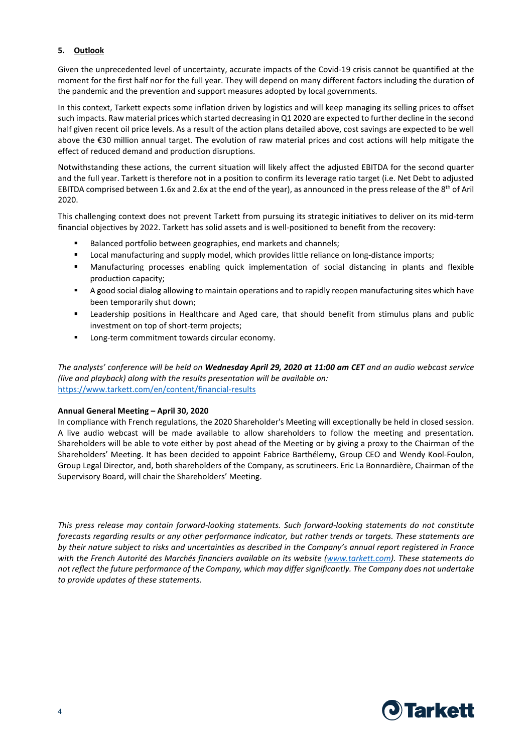## 5. Outlook

Given the unprecedented level of uncertainty, accurate impacts of the Covid-19 crisis cannot be quantified at the moment for the first half nor for the full year. They will depend on many different factors including the duration of the pandemic and the prevention and support measures adopted by local governments.

In this context, Tarkett expects some inflation driven by logistics and will keep managing its selling prices to offset such impacts. Raw material prices which started decreasing in Q1 2020 are expected to further decline in the second half given recent oil price levels. As a result of the action plans detailed above, cost savings are expected to be well above the €30 million annual target. The evolution of raw material prices and cost actions will help mitigate the effect of reduced demand and production disruptions.

Notwithstanding these actions, the current situation will likely affect the adjusted EBITDA for the second quarter and the full year. Tarkett is therefore not in a position to confirm its leverage ratio target (i.e. Net Debt to adjusted EBITDA comprised between 1.6x and 2.6x at the end of the year), as announced in the press release of the 8th of Aril 2020.

This challenging context does not prevent Tarkett from pursuing its strategic initiatives to deliver on its mid-term financial objectives by 2022. Tarkett has solid assets and is well-positioned to benefit from the recovery:

- Balanced portfolio between geographies, end markets and channels;
- Local manufacturing and supply model, which provides little reliance on long-distance imports;
- Manufacturing processes enabling quick implementation of social distancing in plants and flexible production capacity;
- A good social dialog allowing to maintain operations and to rapidly reopen manufacturing sites which have been temporarily shut down;
- Leadership positions in Healthcare and Aged care, that should benefit from stimulus plans and public investment on top of short-term projects;
- Long-term commitment towards circular economy.

*The analysts' conference will be held on **Wednesday April 29, 2020 at 11:00 am CET** and an audio webcast service (live and playback) along with the results presentation will be available on:*
https://www.tarkett.com/en/content/financial-results

**Annual General Meeting – April 30, 2020**

In compliance with French regulations, the 2020 Shareholder's Meeting will exceptionally be held in closed session. A live audio webcast will be made available to allow shareholders to follow the meeting and presentation. Shareholders will be able to vote either by post ahead of the Meeting or by giving a proxy to the Chairman of the Shareholders' Meeting. It has been decided to appoint Fabrice Barthélemy, Group CEO and Wendy Kool-Foulon, Group Legal Director, and, both shareholders of the Company, as scrutineers. Eric La Bonnardière, Chairman of the Supervisory Board, will chair the Shareholders' Meeting.

*This press release may contain forward-looking statements. Such forward-looking statements do not constitute forecasts regarding results or any other performance indicator, but rather trends or targets. These statements are by their nature subject to risks and uncertainties as described in the Company's annual report registered in France with the French Autorité des Marchés financiers available on its website (www.tarkett.com). These statements do not reflect the future performance of the Company, which may differ significantly. The Company does not undertake to provide updates of these statements.*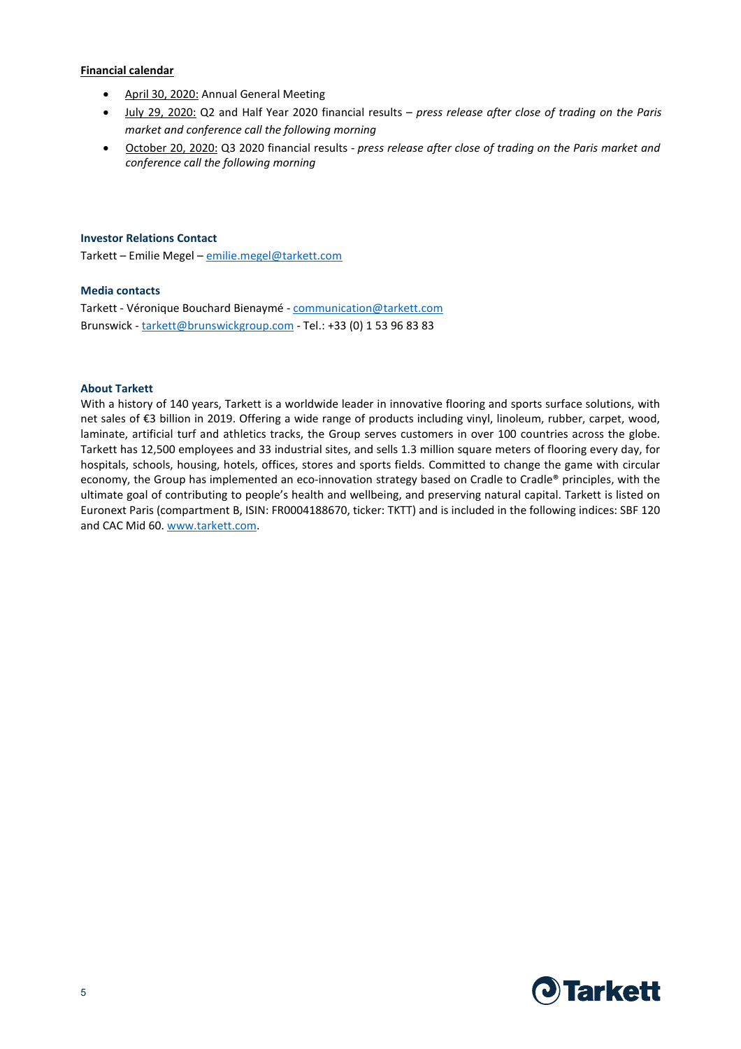**Financial calendar**

- April 30, 2020: Annual General Meeting
- July 29, 2020: Q2 and Half Year 2020 financial results – *press release after close of trading on the Paris market and conference call the following morning*
- October 20, 2020: Q3 2020 financial results - *press release after close of trading on the Paris market and conference call the following morning*

**Investor Relations Contact**

Tarkett – Emilie Megel – emilie.megel@tarkett.com

**Media contacts**

Tarkett - Véronique Bouchard Bienaymé - communication@tarkett.com
Brunswick - tarkett@brunswickgroup.com - Tel.: +33 (0) 1 53 96 83 83

**About Tarkett**

With a history of 140 years, Tarkett is a worldwide leader in innovative flooring and sports surface solutions, with net sales of €3 billion in 2019. Offering a wide range of products including vinyl, linoleum, rubber, carpet, wood, laminate, artificial turf and athletics tracks, the Group serves customers in over 100 countries across the globe. Tarkett has 12,500 employees and 33 industrial sites, and sells 1.3 million square meters of flooring every day, for hospitals, schools, housing, hotels, offices, stores and sports fields. Committed to change the game with circular economy, the Group has implemented an eco-innovation strategy based on Cradle to Cradle® principles, with the ultimate goal of contributing to people's health and wellbeing, and preserving natural capital. Tarkett is listed on Euronext Paris (compartment B, ISIN: FR0004188670, ticker: TKTT) and is included in the following indices: SBF 120 and CAC Mid 60. www.tarkett.com.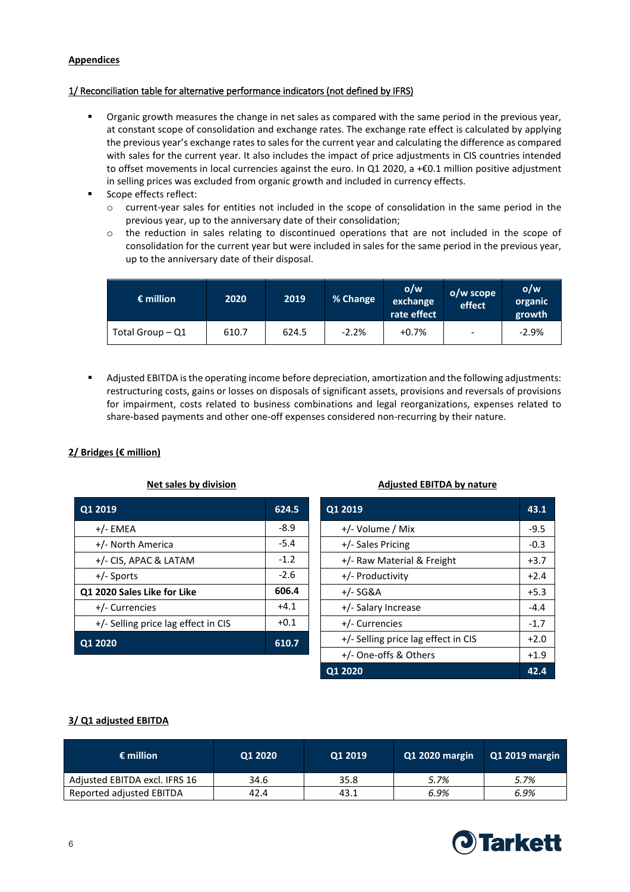**Appendices**

**1/ Reconciliation table for alternative performance indicators (not defined by IFRS)**

- Organic growth measures the change in net sales as compared with the same period in the previous year, at constant scope of consolidation and exchange rates. The exchange rate effect is calculated by applying the previous year's exchange rates to sales for the current year and calculating the difference as compared with sales for the current year. It also includes the impact of price adjustments in CIS countries intended to offset movements in local currencies against the euro. In Q1 2020, a +€0.1 million positive adjustment in selling prices was excluded from organic growth and included in currency effects.
- Scope effects reflect:
  - current-year sales for entities not included in the scope of consolidation in the same period in the previous year, up to the anniversary date of their consolidation;
  - the reduction in sales relating to discontinued operations that are not included in the scope of consolidation for the current year but were included in sales for the same period in the previous year, up to the anniversary date of their disposal.

| € million | 2020 | 2019 | % Change | o/w exchange rate effect | o/w scope effect | o/w organic growth |
|---|---|---|---|---|---|---|
| Total Group – Q1 | 610.7 | 624.5 | -2.2% | +0.7% | - | -2.9% |

- Adjusted EBITDA is the operating income before depreciation, amortization and the following adjustments: restructuring costs, gains or losses on disposals of significant assets, provisions and reversals of provisions for impairment, costs related to business combinations and legal reorganizations, expenses related to share-based payments and other one-off expenses considered non-recurring by their nature.

**2/ Bridges (€ million)**

**Net sales by division**

| Q1 2019 | 624.5 |
|---|---|
| +/- EMEA | -8.9 |
| +/- North America | -5.4 |
| +/- CIS, APAC & LATAM | -1.2 |
| +/- Sports | -2.6 |
| **Q1 2020 Sales Like for Like** | **606.4** |
| +/- Currencies | +4.1 |
| +/- Selling price lag effect in CIS | +0.1 |
| **Q1 2020** | **610.7** |

**Adjusted EBITDA by nature**

| Q1 2019 | 43.1 |
|---|---|
| +/- Volume / Mix | -9.5 |
| +/- Sales Pricing | -0.3 |
| +/- Raw Material & Freight | +3.7 |
| +/- Productivity | +2.4 |
| +/- SG&A | +5.3 |
| +/- Salary Increase | -4.4 |
| +/- Currencies | -1.7 |
| +/- Selling price lag effect in CIS | +2.0 |
| +/- One-offs & Others | +1.9 |
| **Q1 2020** | **42.4** |

**3/ Q1 adjusted EBITDA**

| € million | Q1 2020 | Q1 2019 | Q1 2020 margin | Q1 2019 margin |
|---|---|---|---|---|
| Adjusted EBITDA excl. IFRS 16 | 34.6 | 35.8 | *5.7%* | *5.7%* |
| Reported adjusted EBITDA | 42.4 | 43.1 | *6.9%* | *6.9%* |